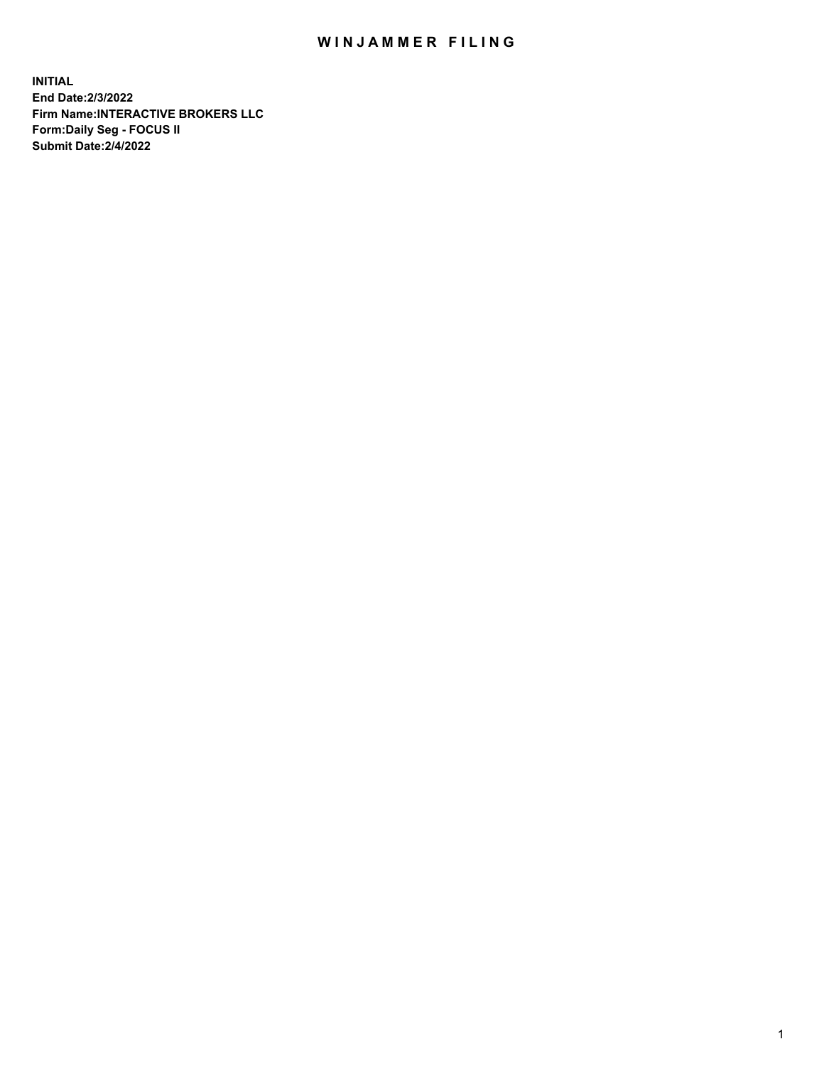# WINJAMMER FILING

**INITIAL**
**End Date:2/3/2022**
**Firm Name:INTERACTIVE BROKERS LLC**
**Form:Daily Seg - FOCUS II**
**Submit Date:2/4/2022**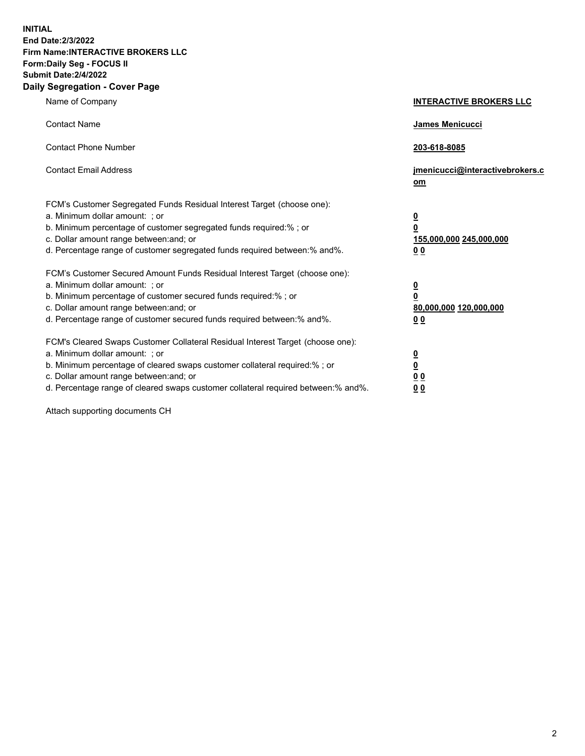**INITIAL**
**End Date:2/3/2022**
**Firm Name:INTERACTIVE BROKERS LLC**
**Form:Daily Seg - FOCUS II**
**Submit Date:2/4/2022**

## Daily Segregation - Cover Page

| | |
|---|---|
| Name of Company | **INTERACTIVE BROKERS LLC** |
| Contact Name | **James Menicucci** |
| Contact Phone Number | **203-618-8085** |
| Contact Email Address | **jmenicucci@interactivebrokers.com** |

FCM's Customer Segregated Funds Residual Interest Target (choose one):

| | |
|---|---|
| a. Minimum dollar amount: ; or | **0** |
| b. Minimum percentage of customer segregated funds required:% ; or | **0** |
| c. Dollar amount range between:and; or | **155,000,000 245,000,000** |
| d. Percentage range of customer segregated funds required between:% and%. | **0 0** |

FCM's Customer Secured Amount Funds Residual Interest Target (choose one):

| | |
|---|---|
| a. Minimum dollar amount: ; or | **0** |
| b. Minimum percentage of customer secured funds required:% ; or | **0** |
| c. Dollar amount range between:and; or | **80,000,000 120,000,000** |
| d. Percentage range of customer secured funds required between:% and%. | **0 0** |

FCM's Cleared Swaps Customer Collateral Residual Interest Target (choose one):

| | |
|---|---|
| a. Minimum dollar amount: ; or | **0** |
| b. Minimum percentage of cleared swaps customer collateral required:% ; or | **0** |
| c. Dollar amount range between:and; or | **0 0** |
| d. Percentage range of cleared swaps customer collateral required between:% and%. | **0 0** |

Attach supporting documents CH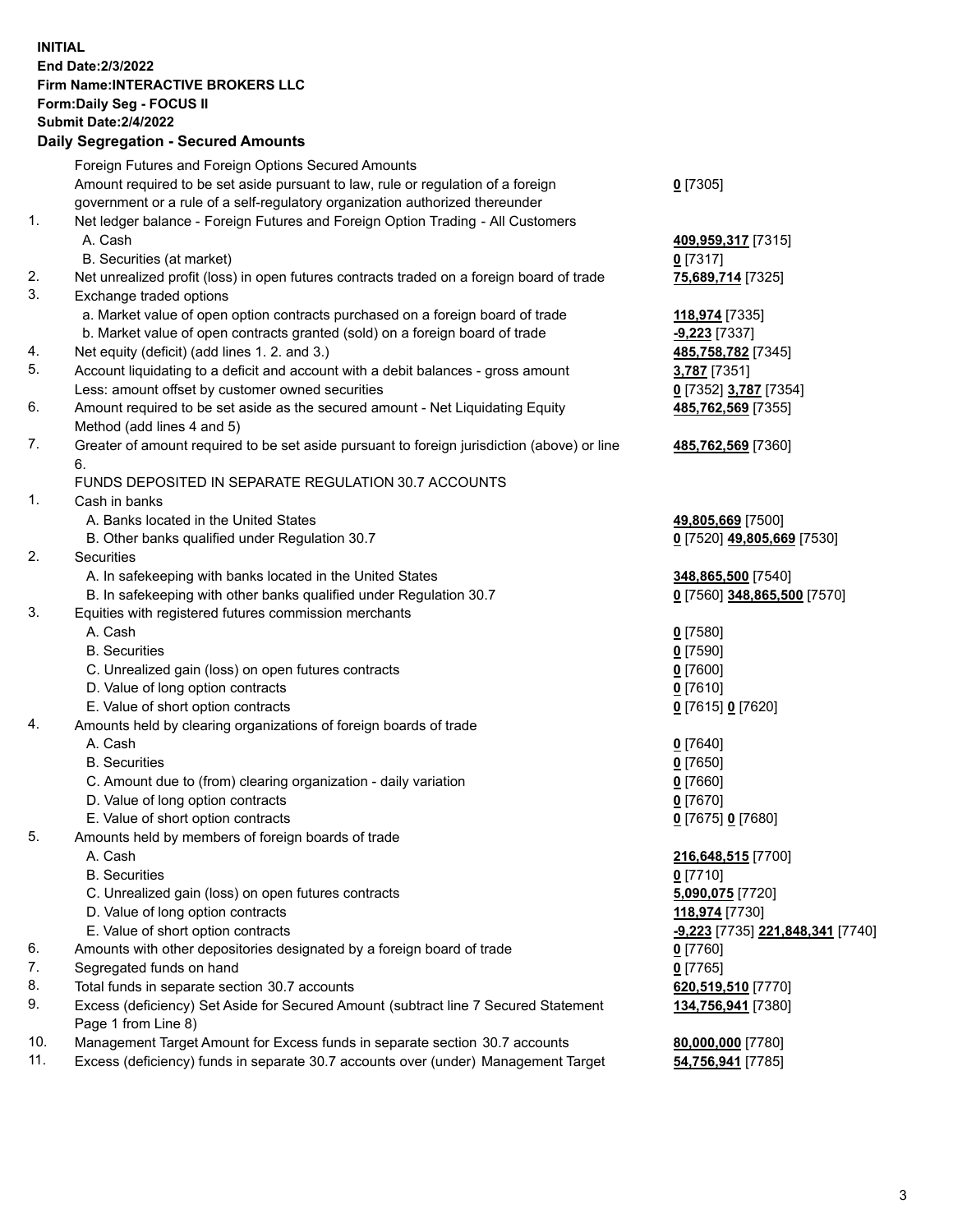**INITIAL**
**End Date:2/3/2022**
**Firm Name:INTERACTIVE BROKERS LLC**
**Form:Daily Seg - FOCUS II**
**Submit Date:2/4/2022**

### Daily Segregation - Secured Amounts

| | | |
|---|---|---|
| | Foreign Futures and Foreign Options Secured Amounts | |
| | Amount required to be set aside pursuant to law, rule or regulation of a foreign government or a rule of a self-regulatory organization authorized thereunder | **0** [7305] |
| 1. | Net ledger balance - Foreign Futures and Foreign Option Trading - All Customers | |
| | A. Cash | **409,959,317** [7315] |
| | B. Securities (at market) | **0** [7317] |
| 2. | Net unrealized profit (loss) in open futures contracts traded on a foreign board of trade | **75,689,714** [7325] |
| 3. | Exchange traded options | |
| | a. Market value of open option contracts purchased on a foreign board of trade | **118,974** [7335] |
| | b. Market value of open contracts granted (sold) on a foreign board of trade | **-9,223** [7337] |
| 4. | Net equity (deficit) (add lines 1. 2. and 3.) | **485,758,782** [7345] |
| 5. | Account liquidating to a deficit and account with a debit balances - gross amount | **3,787** [7351] |
| | Less: amount offset by customer owned securities | **0** [7352] **3,787** [7354] |
| 6. | Amount required to be set aside as the secured amount - Net Liquidating Equity Method (add lines 4 and 5) | **485,762,569** [7355] |
| 7. | Greater of amount required to be set aside pursuant to foreign jurisdiction (above) or line 6. | **485,762,569** [7360] |
| | FUNDS DEPOSITED IN SEPARATE REGULATION 30.7 ACCOUNTS | |
| 1. | Cash in banks | |
| | A. Banks located in the United States | **49,805,669** [7500] |
| | B. Other banks qualified under Regulation 30.7 | **0** [7520] **49,805,669** [7530] |
| 2. | Securities | |
| | A. In safekeeping with banks located in the United States | **348,865,500** [7540] |
| | B. In safekeeping with other banks qualified under Regulation 30.7 | **0** [7560] **348,865,500** [7570] |
| 3. | Equities with registered futures commission merchants | |
| | A. Cash | **0** [7580] |
| | B. Securities | **0** [7590] |
| | C. Unrealized gain (loss) on open futures contracts | **0** [7600] |
| | D. Value of long option contracts | **0** [7610] |
| | E. Value of short option contracts | **0** [7615] **0** [7620] |
| 4. | Amounts held by clearing organizations of foreign boards of trade | |
| | A. Cash | **0** [7640] |
| | B. Securities | **0** [7650] |
| | C. Amount due to (from) clearing organization - daily variation | **0** [7660] |
| | D. Value of long option contracts | **0** [7670] |
| | E. Value of short option contracts | **0** [7675] **0** [7680] |
| 5. | Amounts held by members of foreign boards of trade | |
| | A. Cash | **216,648,515** [7700] |
| | B. Securities | **0** [7710] |
| | C. Unrealized gain (loss) on open futures contracts | **5,090,075** [7720] |
| | D. Value of long option contracts | **118,974** [7730] |
| | E. Value of short option contracts | **-9,223** [7735] **221,848,341** [7740] |
| 6. | Amounts with other depositories designated by a foreign board of trade | **0** [7760] |
| 7. | Segregated funds on hand | **0** [7765] |
| 8. | Total funds in separate section 30.7 accounts | **620,519,510** [7770] |
| 9. | Excess (deficiency) Set Aside for Secured Amount (subtract line 7 Secured Statement Page 1 from Line 8) | **134,756,941** [7380] |
| 10. | Management Target Amount for Excess funds in separate section 30.7 accounts | **80,000,000** [7780] |
| 11. | Excess (deficiency) funds in separate 30.7 accounts over (under) Management Target | **54,756,941** [7785] |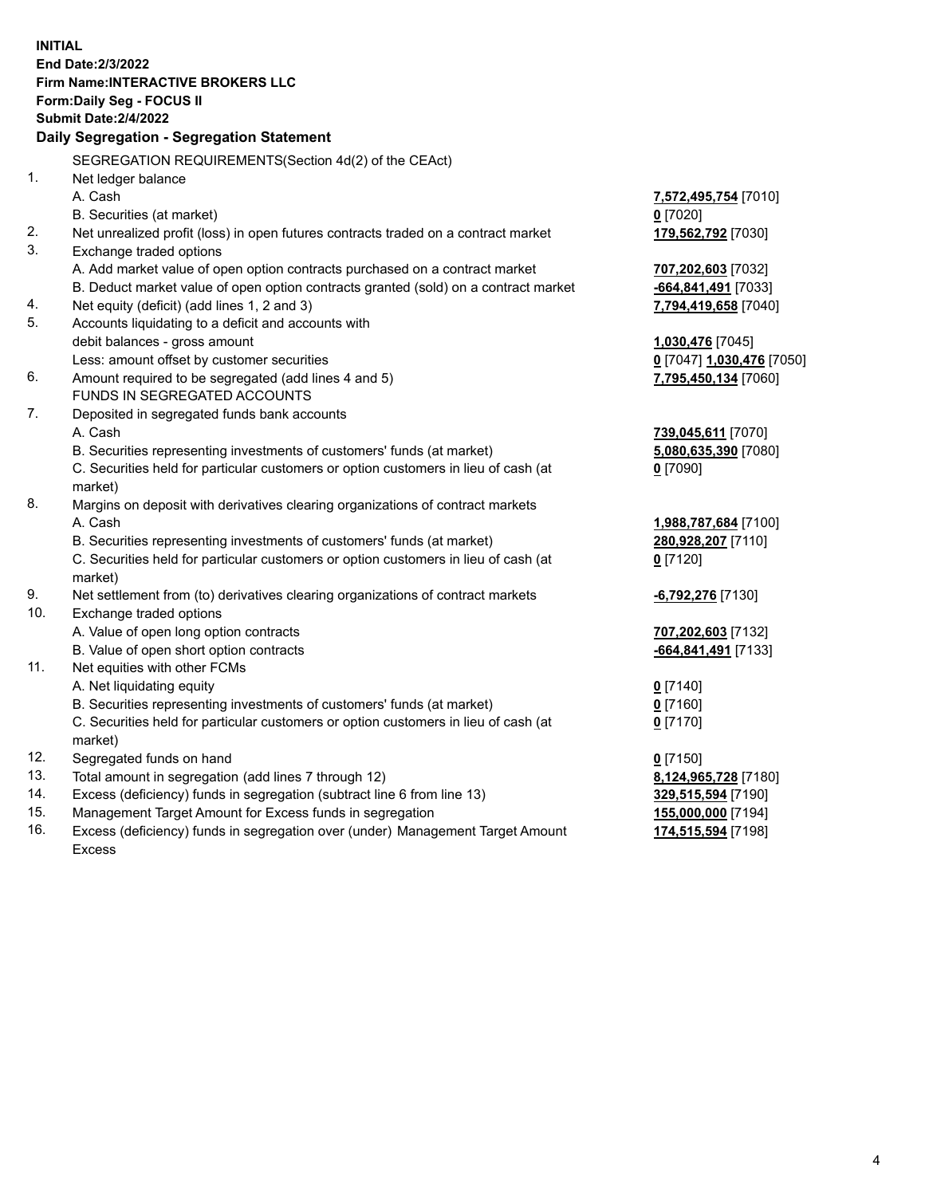**INITIAL**
**End Date:2/3/2022**
**Firm Name:INTERACTIVE BROKERS LLC**
**Form:Daily Seg - FOCUS II**
**Submit Date:2/4/2022**

## Daily Segregation - Segregation Statement

SEGREGATION REQUIREMENTS(Section 4d(2) of the CEAct)

| | | |
|---|---|---|
| 1. | Net ledger balance | |
| | A. Cash | **7,572,495,754** [7010] |
| | B. Securities (at market) | **0** [7020] |
| 2. | Net unrealized profit (loss) in open futures contracts traded on a contract market | **179,562,792** [7030] |
| 3. | Exchange traded options | |
| | A. Add market value of open option contracts purchased on a contract market | **707,202,603** [7032] |
| | B. Deduct market value of open option contracts granted (sold) on a contract market | **-664,841,491** [7033] |
| 4. | Net equity (deficit) (add lines 1, 2 and 3) | **7,794,419,658** [7040] |
| 5. | Accounts liquidating to a deficit and accounts with debit balances - gross amount | **1,030,476** [7045] |
| | Less: amount offset by customer securities | **0** [7047] **1,030,476** [7050] |
| 6. | Amount required to be segregated (add lines 4 and 5) | **7,795,450,134** [7060] |
| | FUNDS IN SEGREGATED ACCOUNTS | |
| 7. | Deposited in segregated funds bank accounts | |
| | A. Cash | **739,045,611** [7070] |
| | B. Securities representing investments of customers' funds (at market) | **5,080,635,390** [7080] |
| | C. Securities held for particular customers or option customers in lieu of cash (at market) | **0** [7090] |
| 8. | Margins on deposit with derivatives clearing organizations of contract markets | |
| | A. Cash | **1,988,787,684** [7100] |
| | B. Securities representing investments of customers' funds (at market) | **280,928,207** [7110] |
| | C. Securities held for particular customers or option customers in lieu of cash (at market) | **0** [7120] |
| 9. | Net settlement from (to) derivatives clearing organizations of contract markets | **-6,792,276** [7130] |
| 10. | Exchange traded options | |
| | A. Value of open long option contracts | **707,202,603** [7132] |
| | B. Value of open short option contracts | **-664,841,491** [7133] |
| 11. | Net equities with other FCMs | |
| | A. Net liquidating equity | **0** [7140] |
| | B. Securities representing investments of customers' funds (at market) | **0** [7160] |
| | C. Securities held for particular customers or option customers in lieu of cash (at market) | **0** [7170] |
| 12. | Segregated funds on hand | **0** [7150] |
| 13. | Total amount in segregation (add lines 7 through 12) | **8,124,965,728** [7180] |
| 14. | Excess (deficiency) funds in segregation (subtract line 6 from line 13) | **329,515,594** [7190] |
| 15. | Management Target Amount for Excess funds in segregation | **155,000,000** [7194] |
| 16. | Excess (deficiency) funds in segregation over (under) Management Target Amount Excess | **174,515,594** [7198] |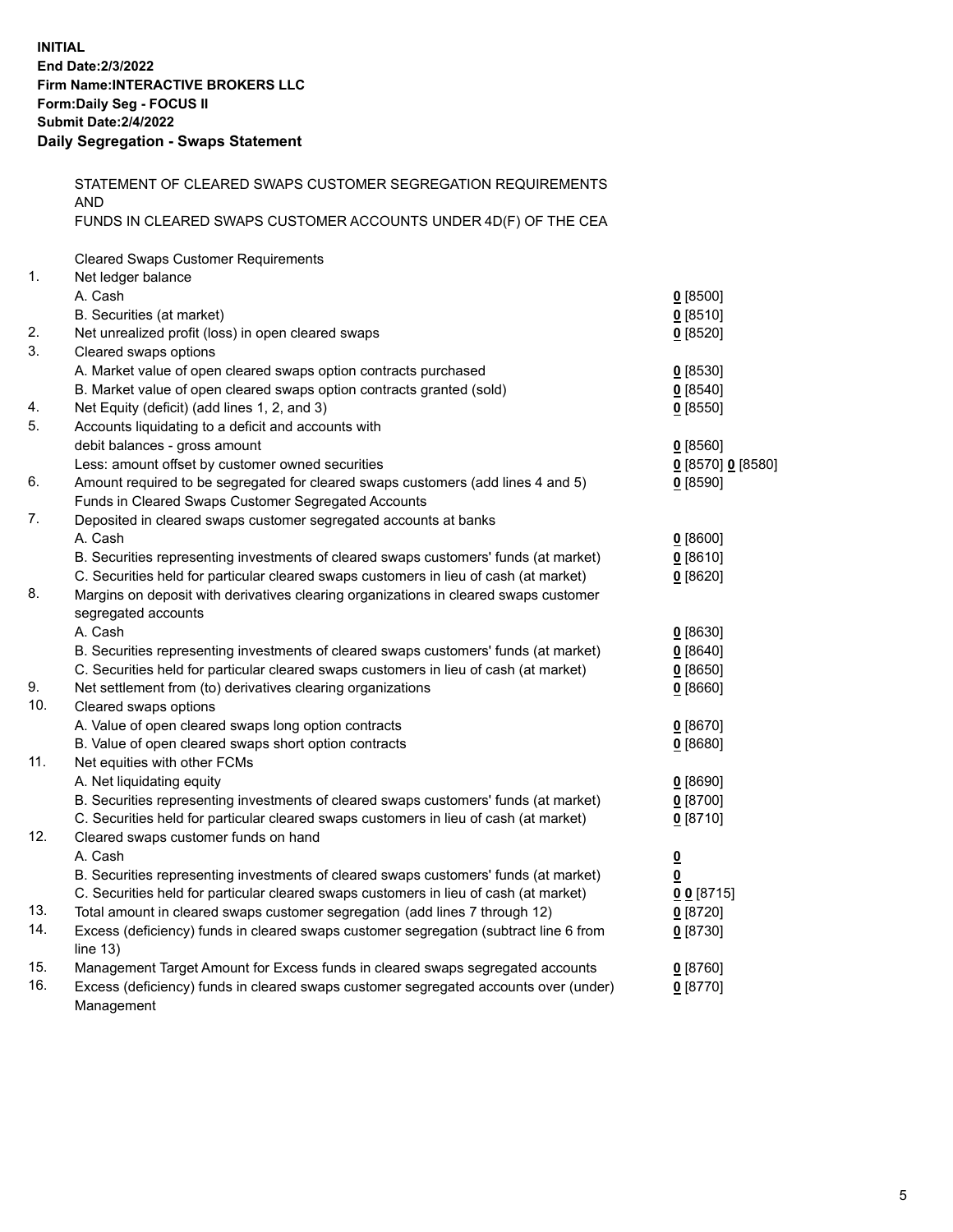**INITIAL**
**End Date:2/3/2022**
**Firm Name:INTERACTIVE BROKERS LLC**
**Form:Daily Seg - FOCUS II**
**Submit Date:2/4/2022**
**Daily Segregation - Swaps Statement**

STATEMENT OF CLEARED SWAPS CUSTOMER SEGREGATION REQUIREMENTS AND FUNDS IN CLEARED SWAPS CUSTOMER ACCOUNTS UNDER 4D(F) OF THE CEA

| | | |
|---|---|---|
| | Cleared Swaps Customer Requirements | |
| 1. | Net ledger balance | |
| | A. Cash | 0 [8500] |
| | B. Securities (at market) | 0 [8510] |
| 2. | Net unrealized profit (loss) in open cleared swaps | 0 [8520] |
| 3. | Cleared swaps options | |
| | A. Market value of open cleared swaps option contracts purchased | 0 [8530] |
| | B. Market value of open cleared swaps option contracts granted (sold) | 0 [8540] |
| 4. | Net Equity (deficit) (add lines 1, 2, and 3) | 0 [8550] |
| 5. | Accounts liquidating to a deficit and accounts with debit balances - gross amount | 0 [8560] |
| | Less: amount offset by customer owned securities | 0 [8570] 0 [8580] |
| 6. | Amount required to be segregated for cleared swaps customers (add lines 4 and 5) | 0 [8590] |
| | Funds in Cleared Swaps Customer Segregated Accounts | |
| 7. | Deposited in cleared swaps customer segregated accounts at banks | |
| | A. Cash | 0 [8600] |
| | B. Securities representing investments of cleared swaps customers' funds (at market) | 0 [8610] |
| | C. Securities held for particular cleared swaps customers in lieu of cash (at market) | 0 [8620] |
| 8. | Margins on deposit with derivatives clearing organizations in cleared swaps customer segregated accounts | |
| | A. Cash | 0 [8630] |
| | B. Securities representing investments of cleared swaps customers' funds (at market) | 0 [8640] |
| | C. Securities held for particular cleared swaps customers in lieu of cash (at market) | 0 [8650] |
| 9. | Net settlement from (to) derivatives clearing organizations | 0 [8660] |
| 10. | Cleared swaps options | |
| | A. Value of open cleared swaps long option contracts | 0 [8670] |
| | B. Value of open cleared swaps short option contracts | 0 [8680] |
| 11. | Net equities with other FCMs | |
| | A. Net liquidating equity | 0 [8690] |
| | B. Securities representing investments of cleared swaps customers' funds (at market) | 0 [8700] |
| | C. Securities held for particular cleared swaps customers in lieu of cash (at market) | 0 [8710] |
| 12. | Cleared swaps customer funds on hand | |
| | A. Cash | 0 |
| | B. Securities representing investments of cleared swaps customers' funds (at market) | 0 |
| | C. Securities held for particular cleared swaps customers in lieu of cash (at market) | 0 0 [8715] |
| 13. | Total amount in cleared swaps customer segregation (add lines 7 through 12) | 0 [8720] |
| 14. | Excess (deficiency) funds in cleared swaps customer segregation (subtract line 6 from line 13) | 0 [8730] |
| 15. | Management Target Amount for Excess funds in cleared swaps segregated accounts | 0 [8760] |
| 16. | Excess (deficiency) funds in cleared swaps customer segregated accounts over (under) Management | 0 [8770] |